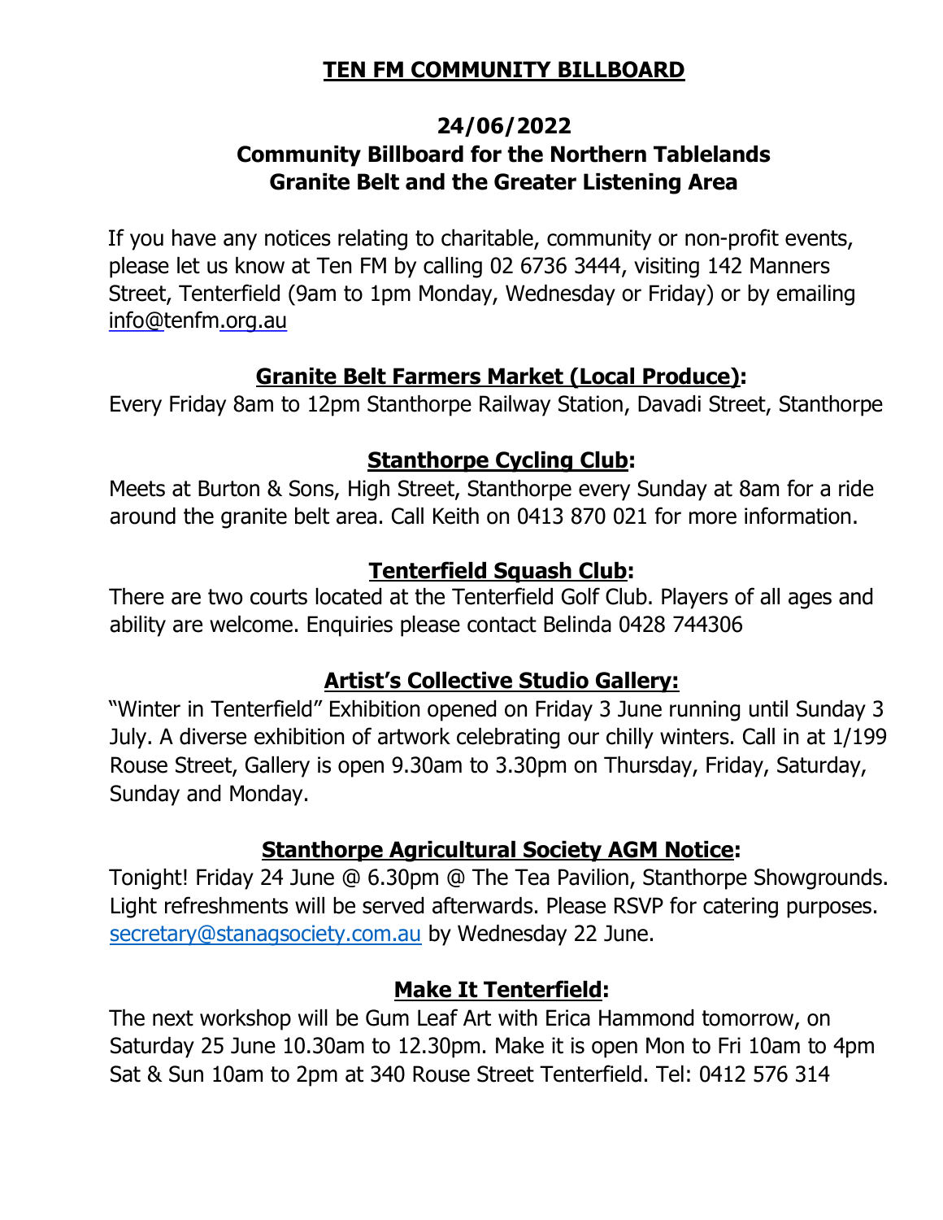# TEN FM COMMUNITY BILLBOARD

## 24/06/2022
## Community Billboard for the Northern Tablelands Granite Belt and the Greater Listening Area

If you have any notices relating to charitable, community or non-profit events, please let us know at Ten FM by calling 02 6736 3444, visiting 142 Manners Street, Tenterfield (9am to 1pm Monday, Wednesday or Friday) or by emailing info@tenfm.org.au

### Granite Belt Farmers Market (Local Produce):

Every Friday 8am to 12pm Stanthorpe Railway Station, Davadi Street, Stanthorpe

### Stanthorpe Cycling Club:

Meets at Burton & Sons, High Street, Stanthorpe every Sunday at 8am for a ride around the granite belt area. Call Keith on 0413 870 021 for more information.

### Tenterfield Squash Club:

There are two courts located at the Tenterfield Golf Club. Players of all ages and ability are welcome. Enquiries please contact Belinda 0428 744306

### Artist's Collective Studio Gallery:

"Winter in Tenterfield" Exhibition opened on Friday 3 June running until Sunday 3 July. A diverse exhibition of artwork celebrating our chilly winters. Call in at 1/199 Rouse Street, Gallery is open 9.30am to 3.30pm on Thursday, Friday, Saturday, Sunday and Monday.

### Stanthorpe Agricultural Society AGM Notice:

Tonight! Friday 24 June @ 6.30pm @ The Tea Pavilion, Stanthorpe Showgrounds. Light refreshments will be served afterwards. Please RSVP for catering purposes. secretary@stanagsociety.com.au by Wednesday 22 June.

### Make It Tenterfield:

The next workshop will be Gum Leaf Art with Erica Hammond tomorrow, on Saturday 25 June 10.30am to 12.30pm. Make it is open Mon to Fri 10am to 4pm Sat & Sun 10am to 2pm at 340 Rouse Street Tenterfield. Tel: 0412 576 314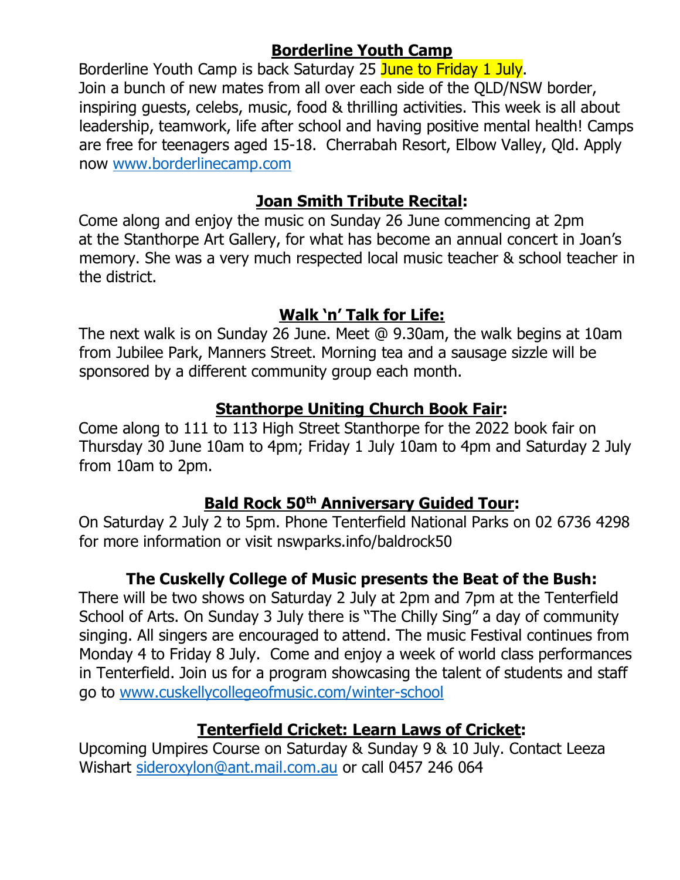## Borderline Youth Camp

Borderline Youth Camp is back Saturday 25 June to Friday 1 July.
Join a bunch of new mates from all over each side of the QLD/NSW border, inspiring guests, celebs, music, food & thrilling activities. This week is all about leadership, teamwork, life after school and having positive mental health! Camps are free for teenagers aged 15-18. Cherrabah Resort, Elbow Valley, Qld. Apply now www.borderlinecamp.com

## Joan Smith Tribute Recital:

Come along and enjoy the music on Sunday 26 June commencing at 2pm at the Stanthorpe Art Gallery, for what has become an annual concert in Joan's memory. She was a very much respected local music teacher & school teacher in the district.

## Walk 'n' Talk for Life:

The next walk is on Sunday 26 June. Meet @ 9.30am, the walk begins at 10am from Jubilee Park, Manners Street. Morning tea and a sausage sizzle will be sponsored by a different community group each month.

## Stanthorpe Uniting Church Book Fair:

Come along to 111 to 113 High Street Stanthorpe for the 2022 book fair on Thursday 30 June 10am to 4pm; Friday 1 July 10am to 4pm and Saturday 2 July from 10am to 2pm.

## Bald Rock 50th Anniversary Guided Tour:

On Saturday 2 July 2 to 5pm. Phone Tenterfield National Parks on 02 6736 4298 for more information or visit nswparks.info/baldrock50

## The Cuskelly College of Music presents the Beat of the Bush:

There will be two shows on Saturday 2 July at 2pm and 7pm at the Tenterfield School of Arts. On Sunday 3 July there is "The Chilly Sing" a day of community singing. All singers are encouraged to attend. The music Festival continues from Monday 4 to Friday 8 July. Come and enjoy a week of world class performances in Tenterfield. Join us for a program showcasing the talent of students and staff go to www.cuskellycollegeofmusic.com/winter-school

## Tenterfield Cricket: Learn Laws of Cricket:

Upcoming Umpires Course on Saturday & Sunday 9 & 10 July. Contact Leeza Wishart sideroxylon@ant.mail.com.au or call 0457 246 064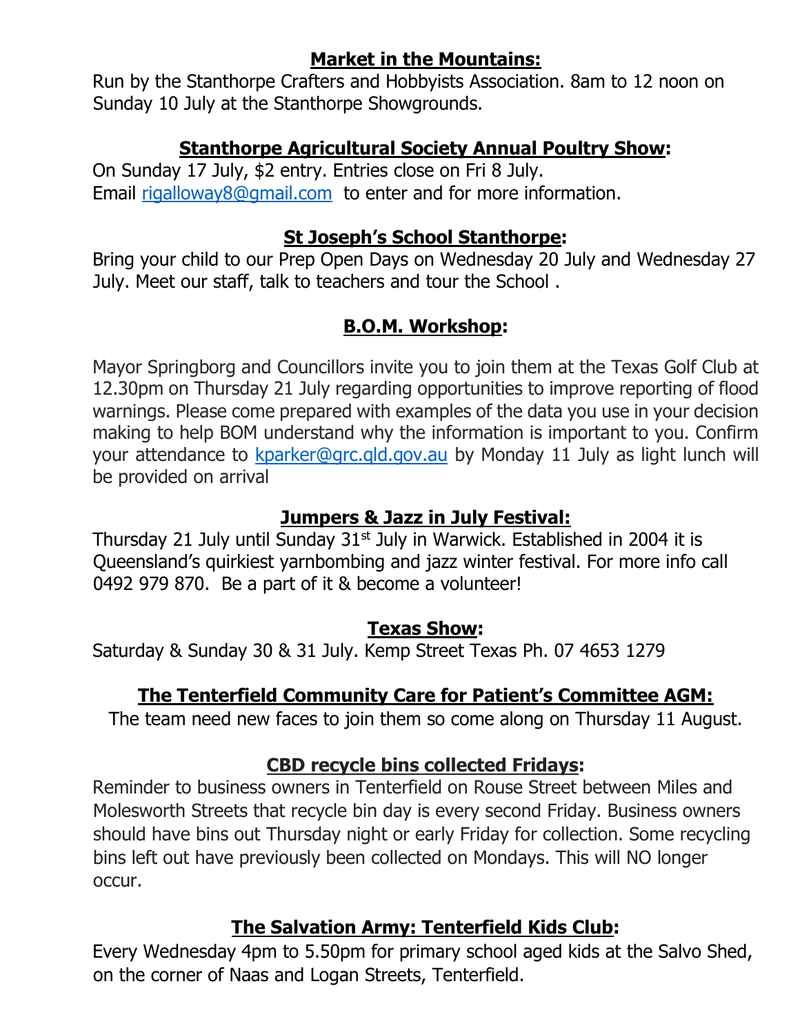## Market in the Mountains:

Run by the Stanthorpe Crafters and Hobbyists Association. 8am to 12 noon on Sunday 10 July at the Stanthorpe Showgrounds.

## Stanthorpe Agricultural Society Annual Poultry Show:

On Sunday 17 July, $2 entry. Entries close on Fri 8 July.
Email rigalloway8@gmail.com to enter and for more information.

## St Joseph's School Stanthorpe:

Bring your child to our Prep Open Days on Wednesday 20 July and Wednesday 27 July. Meet our staff, talk to teachers and tour the School .

## B.O.M. Workshop:

Mayor Springborg and Councillors invite you to join them at the Texas Golf Club at 12.30pm on Thursday 21 July regarding opportunities to improve reporting of flood warnings. Please come prepared with examples of the data you use in your decision making to help BOM understand why the information is important to you. Confirm your attendance to kparker@grc.qld.gov.au by Monday 11 July as light lunch will be provided on arrival

## Jumpers & Jazz in July Festival:

Thursday 21 July until Sunday 31st July in Warwick. Established in 2004 it is Queensland's quirkiest yarnbombing and jazz winter festival. For more info call 0492 979 870. Be a part of it & become a volunteer!

## Texas Show:

Saturday & Sunday 30 & 31 July. Kemp Street Texas Ph. 07 4653 1279

## The Tenterfield Community Care for Patient's Committee AGM:

The team need new faces to join them so come along on Thursday 11 August.

## CBD recycle bins collected Fridays:

Reminder to business owners in Tenterfield on Rouse Street between Miles and Molesworth Streets that recycle bin day is every second Friday. Business owners should have bins out Thursday night or early Friday for collection. Some recycling bins left out have previously been collected on Mondays. This will NO longer occur.

## The Salvation Army: Tenterfield Kids Club:

Every Wednesday 4pm to 5.50pm for primary school aged kids at the Salvo Shed, on the corner of Naas and Logan Streets, Tenterfield.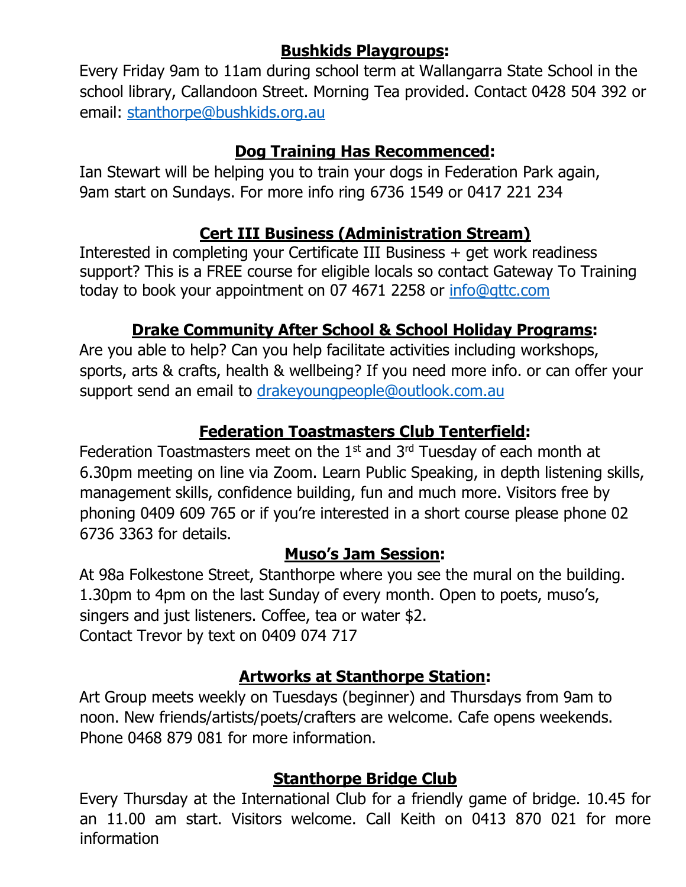**Bushkids Playgroups:**

Every Friday 9am to 11am during school term at Wallangarra State School in the school library, Callandoon Street. Morning Tea provided. Contact 0428 504 392 or email: stanthorpe@bushkids.org.au

**Dog Training Has Recommenced:**

Ian Stewart will be helping you to train your dogs in Federation Park again, 9am start on Sundays. For more info ring 6736 1549 or 0417 221 234

**Cert III Business (Administration Stream)**

Interested in completing your Certificate III Business + get work readiness support? This is a FREE course for eligible locals so contact Gateway To Training today to book your appointment on 07 4671 2258 or info@gttc.com

**Drake Community After School & School Holiday Programs:**

Are you able to help? Can you help facilitate activities including workshops, sports, arts & crafts, health & wellbeing? If you need more info. or can offer your support send an email to drakeyoungpeople@outlook.com.au

**Federation Toastmasters Club Tenterfield:**

Federation Toastmasters meet on the 1st and 3rd Tuesday of each month at 6.30pm meeting on line via Zoom. Learn Public Speaking, in depth listening skills, management skills, confidence building, fun and much more. Visitors free by phoning 0409 609 765 or if you're interested in a short course please phone 02 6736 3363 for details.

**Muso's Jam Session:**

At 98a Folkestone Street, Stanthorpe where you see the mural on the building. 1.30pm to 4pm on the last Sunday of every month. Open to poets, muso's, singers and just listeners. Coffee, tea or water $2.
Contact Trevor by text on 0409 074 717

**Artworks at Stanthorpe Station:**

Art Group meets weekly on Tuesdays (beginner) and Thursdays from 9am to noon. New friends/artists/poets/crafters are welcome. Cafe opens weekends. Phone 0468 879 081 for more information.

**Stanthorpe Bridge Club**

Every Thursday at the International Club for a friendly game of bridge. 10.45 for an 11.00 am start. Visitors welcome. Call Keith on 0413 870 021 for more information